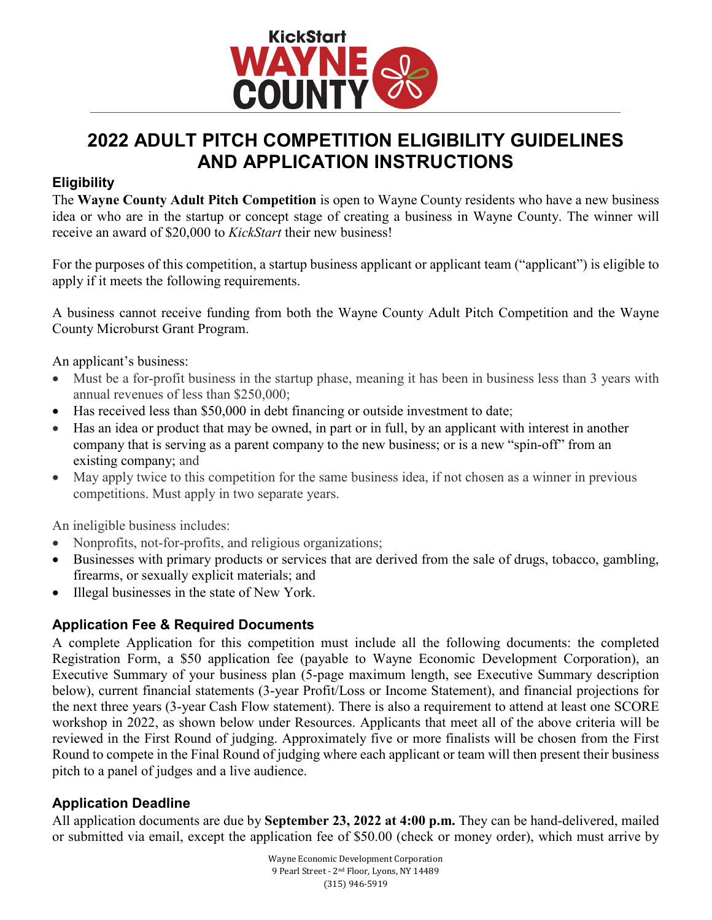# 2022 ADULT PITCH COMPETITION ELIGIBILITY GUIDELINES AND APPLICATION INSTRUCTIONS

## Eligibility

The **Wayne County Adult Pitch Competition** is open to Wayne County residents who have a new business idea or who are in the startup or concept stage of creating a business in Wayne County. The winner will receive an award of $20,000 to *KickStart* their new business!

For the purposes of this competition, a startup business applicant or applicant team ("applicant") is eligible to apply if it meets the following requirements.

A business cannot receive funding from both the Wayne County Adult Pitch Competition and the Wayne County Microburst Grant Program.

An applicant's business:

- Must be a for-profit business in the startup phase, meaning it has been in business less than 3 years with annual revenues of less than $250,000;
- Has received less than $50,000 in debt financing or outside investment to date;
- Has an idea or product that may be owned, in part or in full, by an applicant with interest in another company that is serving as a parent company to the new business; or is a new "spin-off" from an existing company; and
- May apply twice to this competition for the same business idea, if not chosen as a winner in previous competitions. Must apply in two separate years.

An ineligible business includes:

- Nonprofits, not-for-profits, and religious organizations;
- Businesses with primary products or services that are derived from the sale of drugs, tobacco, gambling, firearms, or sexually explicit materials; and
- Illegal businesses in the state of New York.

## Application Fee & Required Documents

A complete Application for this competition must include all the following documents: the completed Registration Form, a $50 application fee (payable to Wayne Economic Development Corporation), an Executive Summary of your business plan (5-page maximum length, see Executive Summary description below), current financial statements (3-year Profit/Loss or Income Statement), and financial projections for the next three years (3-year Cash Flow statement). There is also a requirement to attend at least one SCORE workshop in 2022, as shown below under Resources. Applicants that meet all of the above criteria will be reviewed in the First Round of judging. Approximately five or more finalists will be chosen from the First Round to compete in the Final Round of judging where each applicant or team will then present their business pitch to a panel of judges and a live audience.

## Application Deadline

All application documents are due by **September 23, 2022 at 4:00 p.m.** They can be hand-delivered, mailed or submitted via email, except the application fee of $50.00 (check or money order), which must arrive by

Wayne Economic Development Corporation
9 Pearl Street - 2nd Floor, Lyons, NY 14489
(315) 946-5919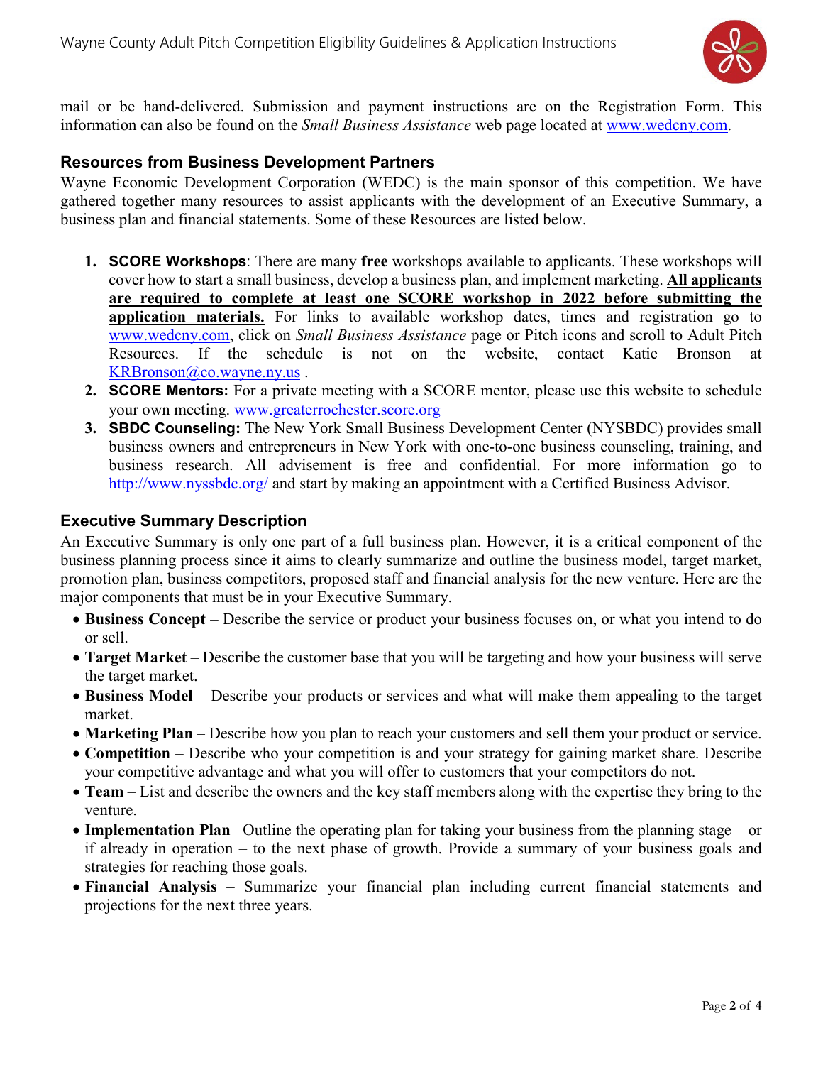mail or be hand-delivered. Submission and payment instructions are on the Registration Form. This information can also be found on the *Small Business Assistance* web page located at www.wedcny.com.

## Resources from Business Development Partners

Wayne Economic Development Corporation (WEDC) is the main sponsor of this competition. We have gathered together many resources to assist applicants with the development of an Executive Summary, a business plan and financial statements. Some of these Resources are listed below.

1. **SCORE Workshops**: There are many **free** workshops available to applicants. These workshops will cover how to start a small business, develop a business plan, and implement marketing. **All applicants are required to complete at least one SCORE workshop in 2022 before submitting the application materials.** For links to available workshop dates, times and registration go to www.wedcny.com, click on *Small Business Assistance* page or Pitch icons and scroll to Adult Pitch Resources. If the schedule is not on the website, contact Katie Bronson at KRBronson@co.wayne.ny.us .
2. **SCORE Mentors:** For a private meeting with a SCORE mentor, please use this website to schedule your own meeting. www.greaterrochester.score.org
3. **SBDC Counseling:** The New York Small Business Development Center (NYSBDC) provides small business owners and entrepreneurs in New York with one-to-one business counseling, training, and business research. All advisement is free and confidential. For more information go to http://www.nyssbdc.org/ and start by making an appointment with a Certified Business Advisor.

## Executive Summary Description

An Executive Summary is only one part of a full business plan. However, it is a critical component of the business planning process since it aims to clearly summarize and outline the business model, target market, promotion plan, business competitors, proposed staff and financial analysis for the new venture. Here are the major components that must be in your Executive Summary.

- **Business Concept** – Describe the service or product your business focuses on, or what you intend to do or sell.
- **Target Market** – Describe the customer base that you will be targeting and how your business will serve the target market.
- **Business Model** – Describe your products or services and what will make them appealing to the target market.
- **Marketing Plan** – Describe how you plan to reach your customers and sell them your product or service.
- **Competition** – Describe who your competition is and your strategy for gaining market share. Describe your competitive advantage and what you will offer to customers that your competitors do not.
- **Team** – List and describe the owners and the key staff members along with the expertise they bring to the venture.
- **Implementation Plan**– Outline the operating plan for taking your business from the planning stage – or if already in operation – to the next phase of growth. Provide a summary of your business goals and strategies for reaching those goals.
- **Financial Analysis** – Summarize your financial plan including current financial statements and projections for the next three years.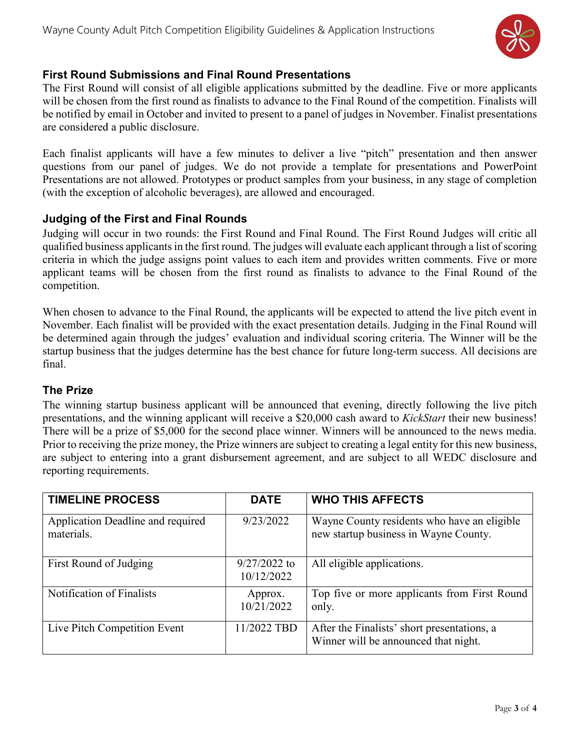## First Round Submissions and Final Round Presentations

The First Round will consist of all eligible applications submitted by the deadline. Five or more applicants will be chosen from the first round as finalists to advance to the Final Round of the competition. Finalists will be notified by email in October and invited to present to a panel of judges in November. Finalist presentations are considered a public disclosure.

Each finalist applicants will have a few minutes to deliver a live "pitch" presentation and then answer questions from our panel of judges. We do not provide a template for presentations and PowerPoint Presentations are not allowed. Prototypes or product samples from your business, in any stage of completion (with the exception of alcoholic beverages), are allowed and encouraged.

## Judging of the First and Final Rounds

Judging will occur in two rounds: the First Round and Final Round. The First Round Judges will critic all qualified business applicants in the first round. The judges will evaluate each applicant through a list of scoring criteria in which the judge assigns point values to each item and provides written comments. Five or more applicant teams will be chosen from the first round as finalists to advance to the Final Round of the competition.

When chosen to advance to the Final Round, the applicants will be expected to attend the live pitch event in November. Each finalist will be provided with the exact presentation details. Judging in the Final Round will be determined again through the judges' evaluation and individual scoring criteria. The Winner will be the startup business that the judges determine has the best chance for future long-term success. All decisions are final.

## The Prize

The winning startup business applicant will be announced that evening, directly following the live pitch presentations, and the winning applicant will receive a $20,000 cash award to *KickStart* their new business! There will be a prize of $5,000 for the second place winner. Winners will be announced to the news media. Prior to receiving the prize money, the Prize winners are subject to creating a legal entity for this new business, are subject to entering into a grant disbursement agreement, and are subject to all WEDC disclosure and reporting requirements.

| TIMELINE PROCESS | DATE | WHO THIS AFFECTS |
|---|---|---|
| Application Deadline and required materials. | 9/23/2022 | Wayne County residents who have an eligible new startup business in Wayne County. |
| First Round of Judging | 9/27/2022 to 10/12/2022 | All eligible applications. |
| Notification of Finalists | Approx. 10/21/2022 | Top five or more applicants from First Round only. |
| Live Pitch Competition Event | 11/2022 TBD | After the Finalists' short presentations, a Winner will be announced that night. |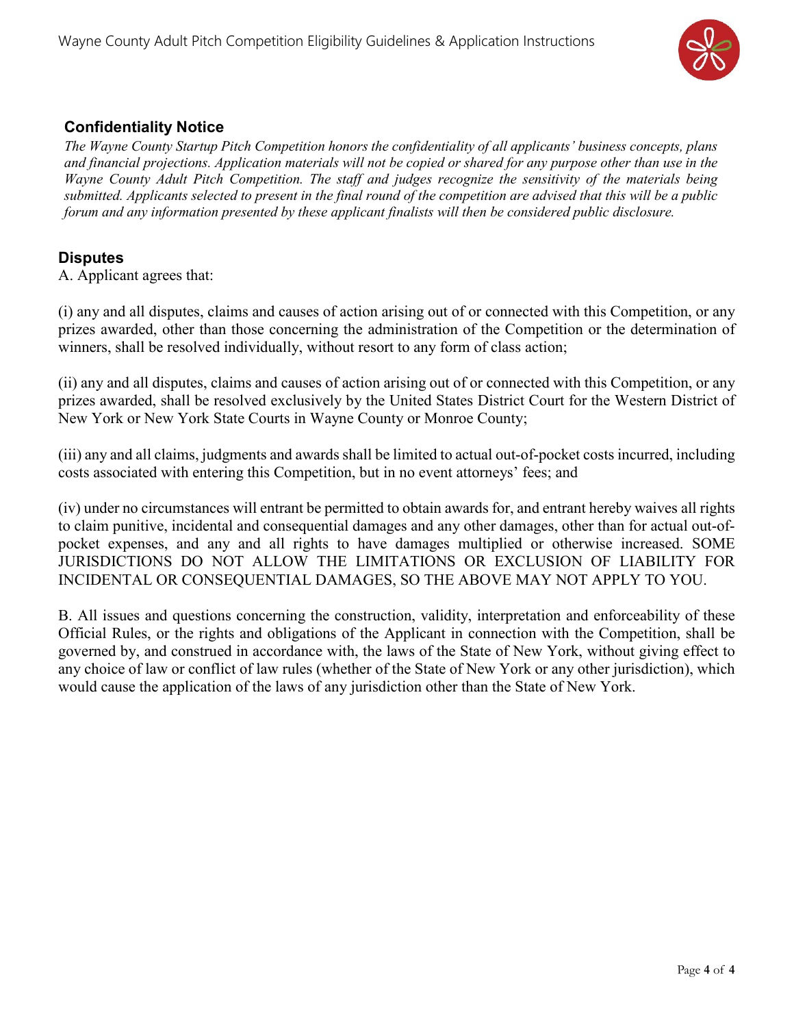## Confidentiality Notice

*The Wayne County Startup Pitch Competition honors the confidentiality of all applicants' business concepts, plans and financial projections. Application materials will not be copied or shared for any purpose other than use in the Wayne County Adult Pitch Competition. The staff and judges recognize the sensitivity of the materials being submitted. Applicants selected to present in the final round of the competition are advised that this will be a public forum and any information presented by these applicant finalists will then be considered public disclosure.*

## Disputes

A. Applicant agrees that:

(i) any and all disputes, claims and causes of action arising out of or connected with this Competition, or any prizes awarded, other than those concerning the administration of the Competition or the determination of winners, shall be resolved individually, without resort to any form of class action;

(ii) any and all disputes, claims and causes of action arising out of or connected with this Competition, or any prizes awarded, shall be resolved exclusively by the United States District Court for the Western District of New York or New York State Courts in Wayne County or Monroe County;

(iii) any and all claims, judgments and awards shall be limited to actual out-of-pocket costs incurred, including costs associated with entering this Competition, but in no event attorneys' fees; and

(iv) under no circumstances will entrant be permitted to obtain awards for, and entrant hereby waives all rights to claim punitive, incidental and consequential damages and any other damages, other than for actual out-of-pocket expenses, and any and all rights to have damages multiplied or otherwise increased. SOME JURISDICTIONS DO NOT ALLOW THE LIMITATIONS OR EXCLUSION OF LIABILITY FOR INCIDENTAL OR CONSEQUENTIAL DAMAGES, SO THE ABOVE MAY NOT APPLY TO YOU.

B. All issues and questions concerning the construction, validity, interpretation and enforceability of these Official Rules, or the rights and obligations of the Applicant in connection with the Competition, shall be governed by, and construed in accordance with, the laws of the State of New York, without giving effect to any choice of law or conflict of law rules (whether of the State of New York or any other jurisdiction), which would cause the application of the laws of any jurisdiction other than the State of New York.